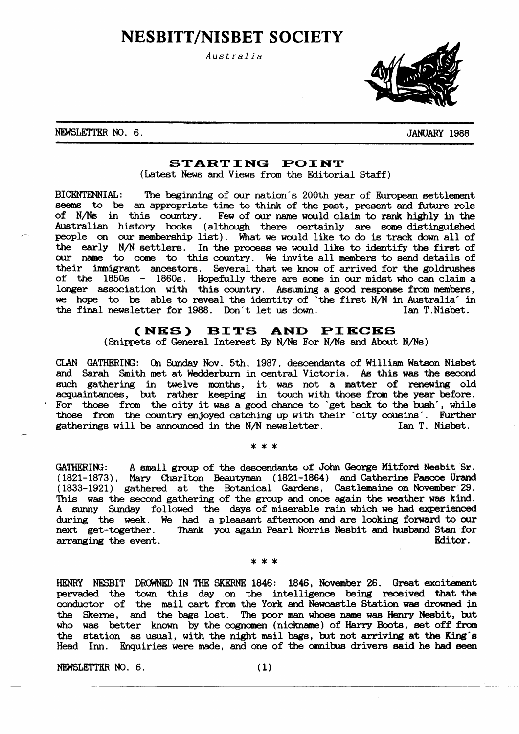# NESBITT/NISBET SOCIETY

*Australia*

NEWSLETTER NO. 6. JANUARY 1988

## STARTING POINT

(Latest News and Views from the Editorial Staff)

BICENTENNIAL: The beginning of our nation's 200th year of European settlement seems to be an appropriate time to think of the past, present and future role of N/Ns in this country. Few of our name would claim to rank highly in the Australian history books (although there certainly are some distinguished people on our membership list). What we would like to do is track down all of the early N/N settlers. In the process we would like to identify the first of our name to come to this country. We invite all members to send details of their immigrant ancestors. Several that we know of arrived for the goldrushes of the 1850s - 1860s. Hopefully there are some in our midst who can claim a longer association with this country. Assuming a good response from members, we hope to be able to reveal the identity of 'the first N/N in Australia' in the final newsletter for 1988. Don't let us down. Ian T.Nisbet.

## (NES) BITS AND PIECES

(Snippets of General Interest By N/Ns For N/Ns and About N/Ns)

CLAN GATHERING: On Sunday Nov. 5th, 1987, descendants of William Watson Nisbet and Sarah Smith met at Wedderburn in central Victoria. As this was the second such gathering in twelve months, it was not a matter of renewing old acquaintances, but rather keeping in touch with those from the year before. For those from the city it was a good chance to 'get back to the bush', while those from the country enjoyed catching up with their 'city cousins'. Further gatherings will be announced in the N/N newsletter. Ian T. Nisbet.

\* \* \*

GATHERING: A small group of the descendants of John George Mitford Nesbit Sr. (1821-1873), Mary Charlton Beautyman (1821-1864) and Catherine Pascoe Urand (1833-1921) gathered at the Botanical Gardens, Castlemaine on November 29. This was the second gathering of the group and once again the weather was kind. A sunny Sunday followed the days of miserable rain which we had experienced during the week. We had a pleasant afternoon and are looking forward to our next get-together. Thank you again Pearl Norris Nesbit and husband Stan for arranging the event. Editor.

\* \* \*

HENRY NESBIT DROWNED IN THE SKERNE 1846: 1846, November 26. Great excitement pervaded the town this day on the intelligence being received that the conductor of the mail cart from the York and Newcastle Station was drowned in the Skerne, and the bags lost. The poor man whose name was Henry Nesbit, but who was better known by the cognomen (nickname) of Harry Boots, set off from the station as usual, with the night mail bags, but not arriving at the King's Head Inn. Enquiries were made, and one of the omnibus drivers said he had seen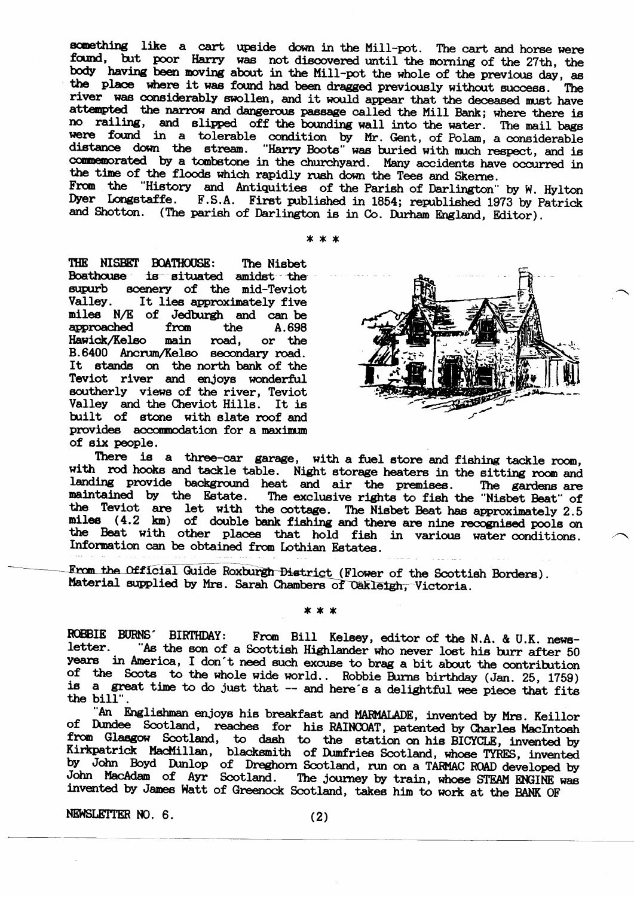something like a cart upside down in the Mill-pot. The cart and horse were found, but poor Harry was not discovered until the morning of the 27th, the body having been moving about in the Mill-pot the whole of the previous day, as the place where it was found had been dragged previously without success. The river was considerably swollen, and it would appear that the deceased must have attempted the narrow and dangerous passage called the Mill Bank; where there is no railing, and slipped off the bounding wall into the water. The mail bags were found in a tolerable condition by Mr. Gent, of Polam, a considerable distance down the stream. "Harry Boots" was buried with much respect, and is commemorated by a tombstone in the churchyard. Many accidents have occurred in the time of the floods which rapidly rush down the Tees and Skerne.
From the "History and Antiquities of the Parish of Darlington" by W. Hylton Dyer Longstaffe. F.S.A. First published in 1854; republished 1973 by Patrick and Shotton. (The parish of Darlington is in Co. Durham England, Editor).

\* \* \*

**THE NISBET BOATHOUSE:** The Nisbet Boathouse is situated amidst the supurb scenery of the mid-Teviot Valley. It lies approximately five miles N/E of Jedburgh and can be approached from the A.698 Hawick/Kelso main road, or the B.6400 Ancrum/Kelso secondary road. It stands on the north bank of the Teviot river and enjoys wonderful southerly views of the river, Teviot Valley and the Cheviot Hills. It is built of stone with slate roof and provides accommodation for a maximum of six people.

There is a three-car garage, with a fuel store and fishing tackle room, with rod hooks and tackle table. Night storage heaters in the sitting room and landing provide background heat and air the premises. The gardens are maintained by the Estate. The exclusive rights to fish the "Nisbet Beat" of the Teviot are let with the cottage. The Nisbet Beat has approximately 2.5 miles (4.2 km) of double bank fishing and there are nine recognised pools on the Beat with other places that hold fish in various water conditions. Information can be obtained from Lothian Estates.

From the Official Guide Roxburgh District (Flower of the Scottish Borders). Material supplied by Mrs. Sarah Chambers of Oakleigh, Victoria.

\* \* \*

**ROBBIE BURNS' BIRTHDAY:** From Bill Kelsey, editor of the N.A. & U.K. newsletter. "As the son of a Scottish Highlander who never lost his burr after 50 years in America, I don't need such excuse to brag a bit about the contribution of the Scots to the whole wide world.. Robbie Burns birthday (Jan. 25, 1759) is a great time to do just that -- and here's a delightful wee piece that fits the bill".

"An Englishman enjoys his breakfast and MARMALADE, invented by Mrs. Keillor of Dundee Scotland, reaches for his RAINCOAT, patented by Charles MacIntosh from Glasgow Scotland, to dash to the station on his BICYCLE, invented by Kirkpatrick MacMillan, blacksmith of Dumfries Scotland, whose TYRES, invented by John Boyd Dunlop of Dreghorn Scotland, run on a TARMAC ROAD developed by John MacAdam of Ayr Scotland. The journey by train, whose STEAM ENGINE was invented by James Watt of Greenock Scotland, takes him to work at the BANK OF

NEWSLETTER NO. 6.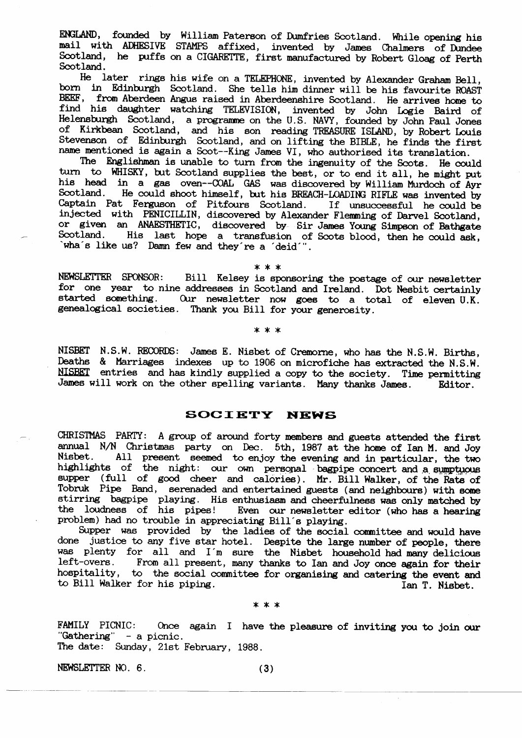ENGLAND, founded by William Paterson of Dumfries Scotland. While opening his mail with ADHESIVE STAMPS affixed, invented by James Chalmers of Dundee Scotland, he puffs on a CIGARETTE, first manufactured by Robert Gloag of Perth Scotland.

He later rings his wife on a TELEPHONE, invented by Alexander Graham Bell, born in Edinburgh Scotland. She tells him dinner will be his favourite ROAST BEEF, from Aberdeen Angus raised in Aberdeenshire Scotland. He arrives home to find his daughter watching TELEVISION, invented by John Logie Baird of Helensburgh Scotland, a programme on the U.S. NAVY, founded by John Paul Jones of Kirkbean Scotland, and his son reading TREASURE ISLAND, by Robert Louis Stevenson of Edinburgh Scotland, and on lifting the BIBLE, he finds the first name mentioned is again a Scot--King James VI, who authorised its translation.

The Englishman is unable to turn from the ingenuity of the Scots. He could turn to WHISKY, but Scotland supplies the best, or to end it all, he might put his head in a gas oven--COAL GAS was discovered by William Murdoch of Ayr Scotland. He could shoot himself, but his BREACH-LOADING RIFLE was invented by Captain Pat Ferguson of Pitfours Scotland. If unsuccessful he could be injected with PENICILLIN, discovered by Alexander Flemming of Darvel Scotland, or given an ANAESTHETIC, discovered by Sir James Young Simpson of Bathgate Scotland. His last hope a transfusion of Scots blood, then he could ask, 'wha's like us? Damn few and they're a 'deid'".

\* \* \*

NEWSLETTER SPONSOR: Bill Kelsey is sponsoring the postage of our newsletter for one year to nine addresses in Scotland and Ireland. Dot Nesbit certainly started something. Our newsletter now goes to a total of eleven U.K. genealogical societies. Thank you Bill for your generosity.

\* \* \*

NISBET N.S.W. RECORDS: James E. Nisbet of Cremorne, who has the N.S.W. Births, Deaths & Marriages indexes up to 1906 on microfiche has extracted the N.S.W. NISBET entries and has kindly supplied a copy to the society. Time permitting James will work on the other spelling variants. Many thanks James. Editor.

## SOCIETY NEWS

CHRISTMAS PARTY: A group of around forty members and guests attended the first annual N/N Christmas party on Dec. 5th, 1987 at the home of Ian M. and Joy Nisbet. All present seemed to enjoy the evening and in particular, the two highlights of the night: our own personal bagpipe concert and a sumptuous supper (full of good cheer and calories). Mr. Bill Walker, of the Rats of Tobruk Pipe Band, serenaded and entertained guests (and neighbours) with some stirring bagpipe playing. His enthusiasm and cheerfulness was only matched by the loudness of his pipes! Even our newsletter editor (who has a hearing problem) had no trouble in appreciating Bill's playing.

Supper was provided by the ladies of the social committee and would have done justice to any five star hotel. Despite the large number of people, there was plenty for all and I'm sure the Nisbet household had many delicious left-overs. From all present, many thanks to Ian and Joy once again for their hospitality, to the social committee for organising and catering the event and to Bill Walker for his piping. Ian T. Nisbet.

\* \* \*

FAMILY PICNIC: Once again I have the pleasure of inviting you to join our "Gathering" - a picnic.
The date: Sunday, 21st February, 1988.

NEWSLETTER NO. 6.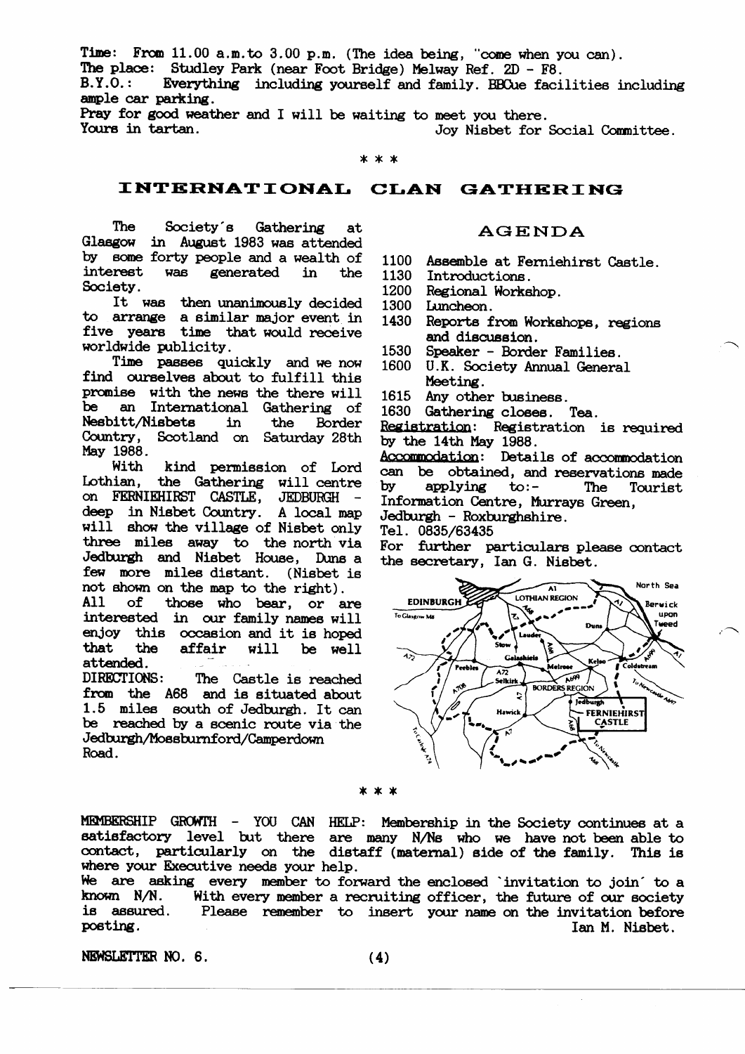Time: From 11.00 a.m. to 3.00 p.m. (The idea being, "come when you can).
The place: Studley Park (near Foot Bridge) Melway Ref. 2D - F8.
B.Y.O.: Everything including yourself and family. BBQue facilities including ample car parking.
Pray for good weather and I will be waiting to meet you there.
Yours in tartan. Joy Nisbet for Social Committee.

* * *

## INTERNATIONAL CLAN GATHERING

The Society's Gathering at Glasgow in August 1983 was attended by some forty people and a wealth of interest was generated in the Society.

It was then unanimously decided to arrange a similar major event in five years time that would receive worldwide publicity.

Time passes quickly and we now find ourselves about to fulfill this promise with the news the there will be an International Gathering of Nesbitt/Nisbets in the Border Country, Scotland on Saturday 28th May 1988.

With kind permission of Lord Lothian, the Gathering will centre on FERNIEHIRST CASTLE, JEDBURGH - deep in Nisbet Country. A local map will show the village of Nisbet only three miles away to the north via Jedburgh and Nisbet House, Duns a few more miles distant. (Nisbet is not shown on the map to the right).

All of those who bear, or are interested in our family names will enjoy this occasion and it is hoped that the affair will be well attended.

DIRECTIONS: The Castle is reached from the A68 and is situated about 1.5 miles south of Jedburgh. It can be reached by a scenic route via the Jedburgh/Mossburnford/Camperdown Road.

### AGENDA

1100 Assemble at Ferniehirst Castle.
1130 Introductions.
1200 Regional Workshop.
1300 Luncheon.
1430 Reports from Workshops, regions and discussion.
1530 Speaker - Border Families.
1600 U.K. Society Annual General Meeting.
1615 Any other business.
1630 Gathering closes. Tea.

Registration: Registration is required by the 14th May 1988.

Accommodation: Details of accommodation can be obtained, and reservations made by applying to:- The Tourist Information Centre, Murrays Green, Jedburgh - Roxburghshire.
Tel. 0835/63435

For further particulars please contact the secretary, Ian G. Nisbet.

* * *

MEMBERSHIP GROWTH - YOU CAN HELP: Membership in the Society continues at a satisfactory level but there are many N/Ns who we have not been able to contact, particularly on the distaff (maternal) side of the family. This is where your Executive needs your help.
We are asking every member to forward the enclosed 'invitation to join' to a known N/N. With every member a recruiting officer, the future of our society is assured. Please remember to insert your name on the invitation before posting.
Ian M. Nisbet.

NEWSLETTER NO. 6.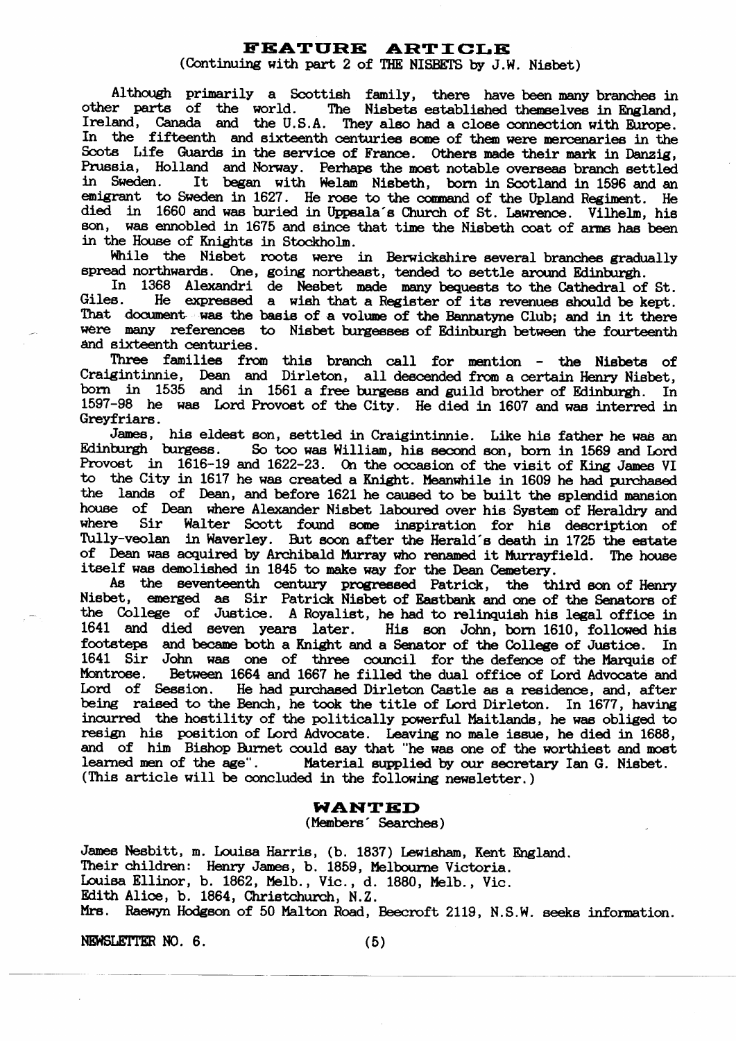## FEATURE ARTICLE

(Continuing with part 2 of THE NISBETS by J.W. Nisbet)

Although primarily a Scottish family, there have been many branches in other parts of the world. The Nisbets established themselves in England, Ireland, Canada and the U.S.A. They also had a close connection with Europe. In the fifteenth and sixteenth centuries some of them were mercenaries in the Scots Life Guards in the service of France. Others made their mark in Danzig, Prussia, Holland and Norway. Perhaps the most notable overseas branch settled in Sweden. It began with Welam Nisbeth, born in Scotland in 1596 and an emigrant to Sweden in 1627. He rose to the command of the Upland Regiment. He died in 1660 and was buried in Uppsala's Church of St. Lawrence. Vilhelm, his son, was ennobled in 1675 and since that time the Nisbeth coat of arms has been in the House of Knights in Stockholm.

While the Nisbet roots were in Berwickshire several branches gradually spread northwards. One, going northeast, tended to settle around Edinburgh.

In 1368 Alexandri de Nesbet made many bequests to the Cathedral of St. Giles. He expressed a wish that a Register of its revenues should be kept. That document was the basis of a volume of the Bannatyne Club; and in it there were many references to Nisbet burgesses of Edinburgh between the fourteenth and sixteenth centuries.

Three families from this branch call for mention - the Nisbets of Craigintinnie, Dean and Dirleton, all descended from a certain Henry Nisbet, born in 1535 and in 1561 a free burgess and guild brother of Edinburgh. In 1597-98 he was Lord Provost of the City. He died in 1607 and was interred in Greyfriars.

James, his eldest son, settled in Craigintinnie. Like his father he was an Edinburgh burgess. So too was William, his second son, born in 1569 and Lord Provost in 1616-19 and 1622-23. On the occasion of the visit of King James VI to the City in 1617 he was created a Knight. Meanwhile in 1609 he had purchased the lands of Dean, and before 1621 he caused to be built the splendid mansion house of Dean where Alexander Nisbet laboured over his System of Heraldry and where Sir Walter Scott found some inspiration for his description of Tully-veolan in Waverley. But soon after the Herald's death in 1725 the estate of Dean was acquired by Archibald Murray who renamed it Murrayfield. The house itself was demolished in 1845 to make way for the Dean Cemetery.

As the seventeenth century progressed Patrick, the third son of Henry Nisbet, emerged as Sir Patrick Nisbet of Eastbank and one of the Senators of the College of Justice. A Royalist, he had to relinquish his legal office in 1641 and died seven years later. His son John, born 1610, followed his footsteps and became both a Knight and a Senator of the College of Justice. In 1641 Sir John was one of three council for the defence of the Marquis of Montrose. Between 1664 and 1667 he filled the dual office of Lord Advocate and Lord of Session. He had purchased Dirleton Castle as a residence, and, after being raised to the Bench, he took the title of Lord Dirleton. In 1677, having incurred the hostility of the politically powerful Maitlands, he was obliged to resign his position of Lord Advocate. Leaving no male issue, he died in 1688, and of him Bishop Burnet could say that "he was one of the worthiest and most learned men of the age". Material supplied by our secretary Ian G. Nisbet. (This article will be concluded in the following newsletter.)

## WANTED

(Members' Searches)

James Nesbitt, m. Louisa Harris, (b. 1837) Lewisham, Kent England.
Their children: Henry James, b. 1859, Melbourne Victoria.
Louisa Ellinor, b. 1862, Melb., Vic., d. 1880, Melb., Vic.
Edith Alice, b. 1864, Christchurch, N.Z.
Mrs. Raewyn Hodgson of 50 Malton Road, Beecroft 2119, N.S.W. seeks information.

NEWSLETTER NO. 6.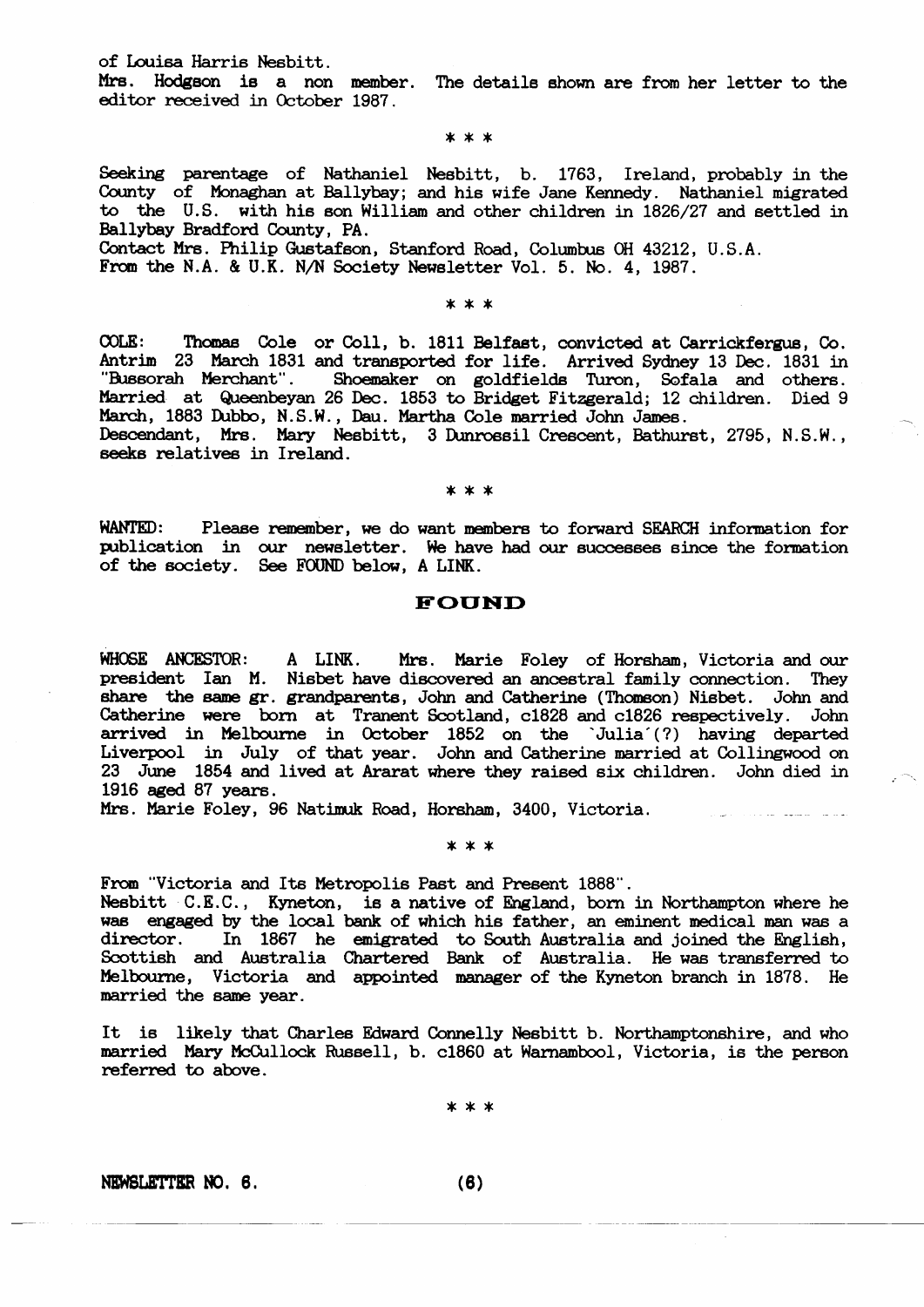of Louisa Harris Nesbitt.
Mrs. Hodgson is a non member. The details shown are from her letter to the editor received in October 1987.

\* \* \*

Seeking parentage of Nathaniel Nesbitt, b. 1763, Ireland, probably in the County of Monaghan at Ballybay; and his wife Jane Kennedy. Nathaniel migrated to the U.S. with his son William and other children in 1826/27 and settled in Ballybay Bradford County, PA.
Contact Mrs. Philip Gustafson, Stanford Road, Columbus OH 43212, U.S.A.
From the N.A. & U.K. N/N Society Newsletter Vol. 5. No. 4, 1987.

\* \* \*

COLE: Thomas Cole or Coll, b. 1811 Belfast, convicted at Carrickfergus, Co. Antrim 23 March 1831 and transported for life. Arrived Sydney 13 Dec. 1831 in "Bussorah Merchant". Shoemaker on goldfields Turon, Sofala and others. Married at Queenbeyan 26 Dec. 1853 to Bridget Fitzgerald; 12 children. Died 9 March, 1883 Dubbo, N.S.W., Dau. Martha Cole married John James.
Descendant, Mrs. Mary Nesbitt, 3 Dunrossil Crescent, Bathurst, 2795, N.S.W., seeks relatives in Ireland.

\* \* \*

WANTED: Please remember, we do want members to forward SEARCH information for publication in our newsletter. We have had our successes since the formation of the society. See FOUND below, A LINK.

## FOUND

WHOSE ANCESTOR: A LINK. Mrs. Marie Foley of Horsham, Victoria and our president Ian M. Nisbet have discovered an ancestral family connection. They share the same gr. grandparents, John and Catherine (Thomson) Nisbet. John and Catherine were born at Tranent Scotland, c1828 and c1826 respectively. John arrived in Melbourne in October 1852 on the `Julia´(?) having departed Liverpool in July of that year. John and Catherine married at Collingwood on 23 June 1854 and lived at Ararat where they raised six children. John died in 1916 aged 87 years.
Mrs. Marie Foley, 96 Natimuk Road, Horsham, 3400, Victoria.

\* \* \*

From "Victoria and Its Metropolis Past and Present 1888".
Nesbitt C.E.C., Kyneton, is a native of England, born in Northampton where he was engaged by the local bank of which his father, an eminent medical man was a director. In 1867 he emigrated to South Australia and joined the English, Scottish and Australia Chartered Bank of Australia. He was transferred to Melbourne, Victoria and appointed manager of the Kyneton branch in 1878. He married the same year.

It is likely that Charles Edward Connelly Nesbitt b. Northamptonshire, and who married Mary McCullock Russell, b. c1860 at Warnambool, Victoria, is the person referred to above.

\* \* \*

NEWSLETTER NO. 6.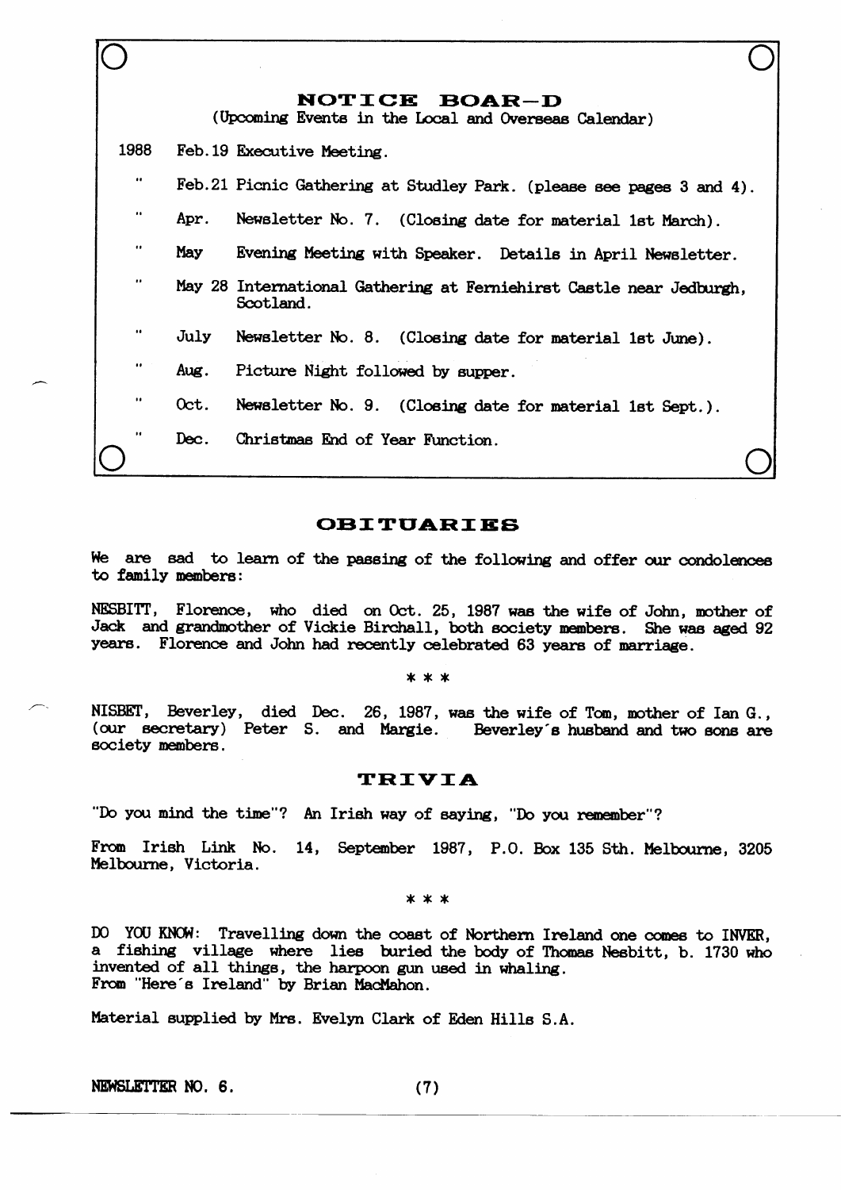## NOTICE BOAR-D

(Upcoming Events in the Local and Overseas Calendar)

| | | |
|---|---|---|
| 1988 | Feb.19 | Executive Meeting. |
| " | Feb.21 | Picnic Gathering at Studley Park. (please see pages 3 and 4). |
| " | Apr. | Newsletter No. 7. (Closing date for material 1st March). |
| " | May | Evening Meeting with Speaker. Details in April Newsletter. |
| " | May 28 | International Gathering at Ferniehirst Castle near Jedburgh, Scotland. |
| " | July | Newsletter No. 8. (Closing date for material 1st June). |
| " | Aug. | Picture Night followed by supper. |
| " | Oct. | Newsletter No. 9. (Closing date for material 1st Sept.). |
| " | Dec. | Christmas End of Year Function. |

## OBITUARIES

We are sad to learn of the passing of the following and offer our condolences to family members:

NESBITT, Florence, who died on Oct. 25, 1987 was the wife of John, mother of Jack and grandmother of Vickie Birchall, both society members. She was aged 92 years. Florence and John had recently celebrated 63 years of marriage.

\* \* \*

NISBET, Beverley, died Dec. 26, 1987, was the wife of Tom, mother of Ian G., (our secretary) Peter S. and Margie. Beverley's husband and two sons are society members.

## TRIVIA

"Do you mind the time"? An Irish way of saying, "Do you remember"?

From Irish Link No. 14, September 1987, P.O. Box 135 Sth. Melbourne, 3205 Melbourne, Victoria.

\* \* \*

DO YOU KNOW: Travelling down the coast of Northern Ireland one comes to INVER, a fishing village where lies buried the body of Thomas Nesbitt, b. 1730 who invented of all things, the harpoon gun used in whaling.
From "Here's Ireland" by Brian MacMahon.

Material supplied by Mrs. Evelyn Clark of Eden Hills S.A.

NEWSLETTER NO. 6.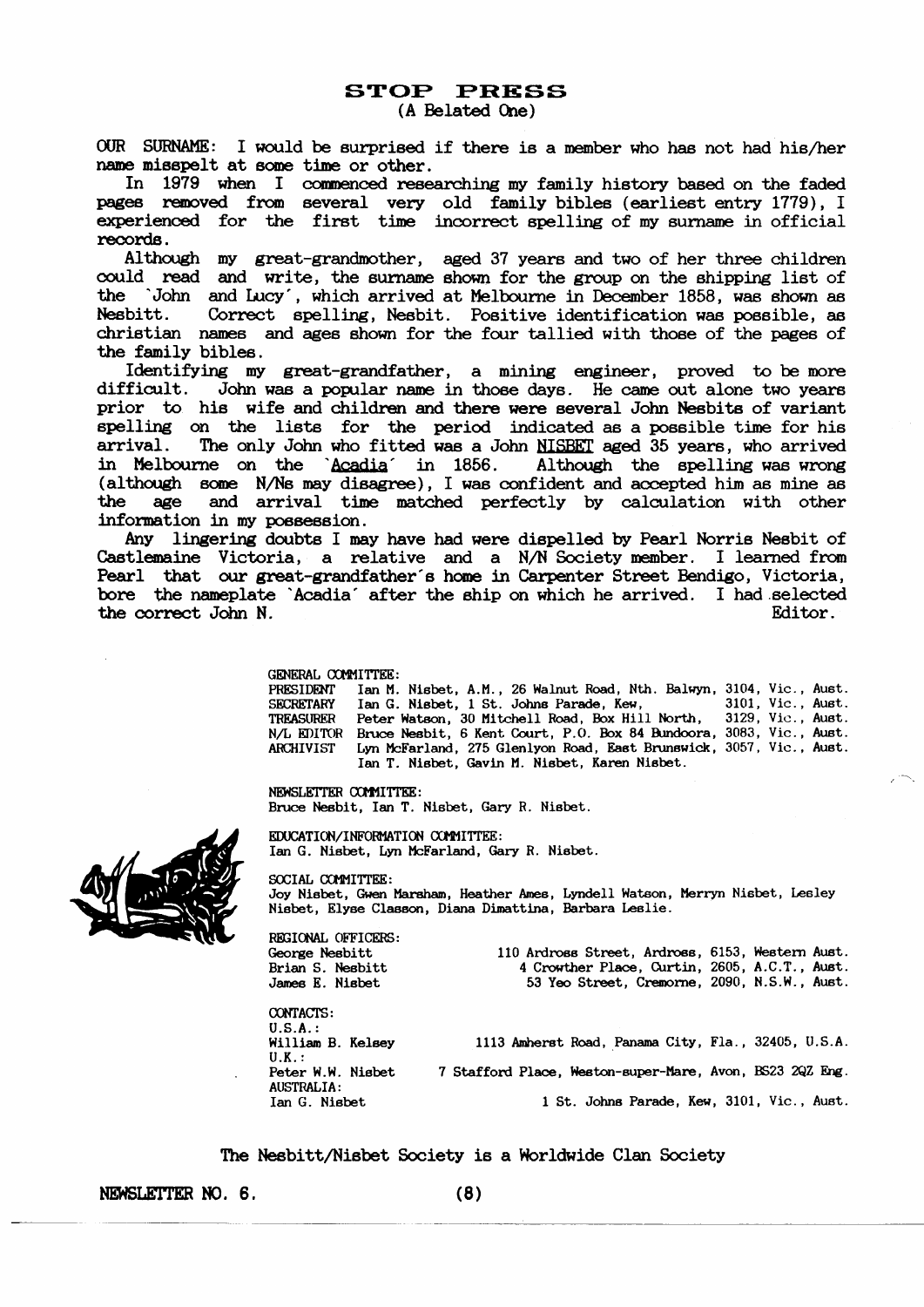# STOP PRESS

(A Belated One)

OUR SURNAME: I would be surprised if there is a member who has not had his/her name misspelt at some time or other.

In 1979 when I commenced researching my family history based on the faded pages removed from several very old family bibles (earliest entry 1779), I experienced for the first time incorrect spelling of my surname in official records.

Although my great-grandmother, aged 37 years and two of her three children could read and write, the surname shown for the group on the shipping list of the `John and Lucy', which arrived at Melbourne in December 1858, was shown as Nesbitt. Correct spelling, Nesbit. Positive identification was possible, as christian names and ages shown for the four tallied with those of the pages of the family bibles.

Identifying my great-grandfather, a mining engineer, proved to be more difficult. John was a popular name in those days. He came out alone two years prior to his wife and children and there were several John Nesbits of variant spelling on the lists for the period indicated as a possible time for his arrival. The only John who fitted was a John NISBET aged 35 years, who arrived in Melbourne on the `Acadia' in 1856. Although the spelling was wrong (although some N/Ns may disagree), I was confident and accepted him as mine as the age and arrival time matched perfectly by calculation with other information in my possession.

Any lingering doubts I may have had were dispelled by Pearl Norris Nesbit of Castlemaine Victoria, a relative and a N/N Society member. I learned from Pearl that our great-grandfather's home in Carpenter Street Bendigo, Victoria, bore the nameplate `Acadia' after the ship on which he arrived. I had selected the correct John N.

Editor.

GENERAL COMMITTEE:

| | |
|---|---|
| PRESIDENT | Ian M. Nisbet, A.M., 26 Walnut Road, Nth. Balwyn, 3104, Vic., Aust. |
| SECRETARY | Ian G. Nisbet, 1 St. Johns Parade, Kew, 3101, Vic., Aust. |
| TREASURER | Peter Watson, 30 Mitchell Road, Box Hill North, 3129, Vic., Aust. |
| N/L EDITOR | Bruce Nesbit, 6 Kent Court, P.O. Box 84 Bundoora, 3083, Vic., Aust. |
| ARCHIVIST | Lyn McFarland, 275 Glenlyon Road, East Brunswick, 3057, Vic., Aust. |
| | Ian T. Nisbet, Gavin M. Nisbet, Karen Nisbet. |

NEWSLETTER COMMITTEE:
Bruce Nesbit, Ian T. Nisbet, Gary R. Nisbet.

EDUCATION/INFORMATION COMMITTEE:
Ian G. Nisbet, Lyn McFarland, Gary R. Nisbet.

SOCIAL COMMITTEE:
Joy Nisbet, Gwen Marsham, Heather Ames, Lyndell Watson, Merryn Nisbet, Lesley Nisbet, Elyse Classon, Diana Dimattina, Barbara Leslie.

REGIONAL OFFICERS:

| | |
|---|---|
| George Nesbitt | 110 Ardross Street, Ardross, 6153, Western Aust. |
| Brian S. Nesbitt | 4 Crowther Place, Curtin, 2605, A.C.T., Aust. |
| James E. Nisbet | 53 Yeo Street, Cremorne, 2090, N.S.W., Aust. |

CONTACTS:

| | |
|---|---|
| U.S.A.: | |
| William B. Kelsey | 1113 Amherst Road, Panama City, Fla., 32405, U.S.A. |
| U.K.: | |
| Peter W.W. Nisbet | 7 Stafford Place, Weston-super-Mare, Avon, BS23 2QZ Eng. |
| AUSTRALIA: | |
| Ian G. Nisbet | 1 St. Johns Parade, Kew, 3101, Vic., Aust. |

The Nesbitt/Nisbet Society is a Worldwide Clan Society

NEWSLETTER NO. 6.